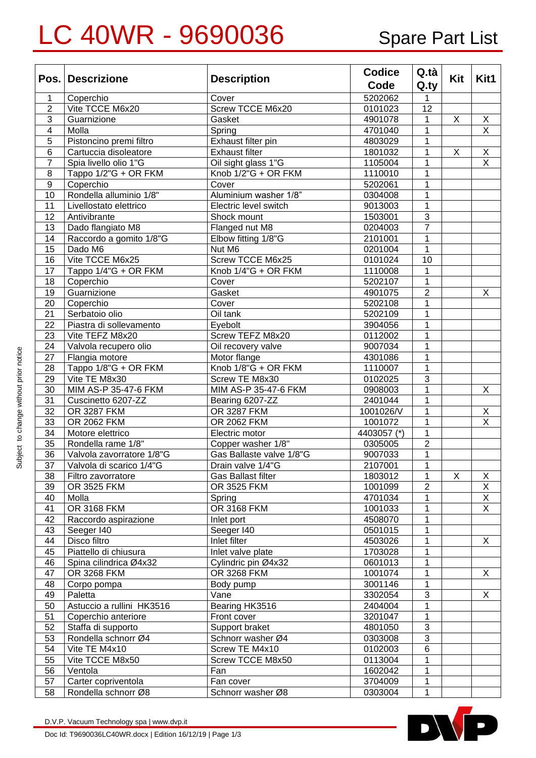# LC 40WR - 9690036

## Spare Part List

| Pos. | Descrizione | Description | Codice Code | Q.tà Q.ty | Kit | Kit1 |
|---|---|---|---|---|---|---|
| 1 | Coperchio | Cover | 5202062 | 1 | | |
| 2 | Vite TCCE M6x20 | Screw TCCE M6x20 | 0101023 | 12 | | |
| 3 | Guarnizione | Gasket | 4901078 | 1 | X | X |
| 4 | Molla | Spring | 4701040 | 1 | | X |
| 5 | Pistoncino premi filtro | Exhaust filter pin | 4803029 | 1 | | |
| 6 | Cartuccia disoleatore | Exhaust filter | 1801032 | 1 | X | X |
| 7 | Spia livello olio 1"G | Oil sight glass 1"G | 1105004 | 1 | | X |
| 8 | Tappo 1/2"G + OR FKM | Knob 1/2"G + OR FKM | 1110010 | 1 | | |
| 9 | Coperchio | Cover | 5202061 | 1 | | |
| 10 | Rondella alluminio 1/8" | Aluminium washer 1/8" | 0304008 | 1 | | |
| 11 | Livellostato elettrico | Electric level switch | 9013003 | 1 | | |
| 12 | Antivibrante | Shock mount | 1503001 | 3 | | |
| 13 | Dado flangiato M8 | Flanged nut M8 | 0204003 | 7 | | |
| 14 | Raccordo a gomito 1/8"G | Elbow fitting 1/8"G | 2101001 | 1 | | |
| 15 | Dado M6 | Nut M6 | 0201004 | 1 | | |
| 16 | Vite TCCE M6x25 | Screw TCCE M6x25 | 0101024 | 10 | | |
| 17 | Tappo 1/4"G + OR FKM | Knob 1/4"G + OR FKM | 1110008 | 1 | | |
| 18 | Coperchio | Cover | 5202107 | 1 | | |
| 19 | Guarnizione | Gasket | 4901075 | 2 | | X |
| 20 | Coperchio | Cover | 5202108 | 1 | | |
| 21 | Serbatoio olio | Oil tank | 5202109 | 1 | | |
| 22 | Piastra di sollevamento | Eyebolt | 3904056 | 1 | | |
| 23 | Vite TEFZ M8x20 | Screw TEFZ M8x20 | 0112002 | 1 | | |
| 24 | Valvola recupero olio | Oil recovery valve | 9007034 | 1 | | |
| 27 | Flangia motore | Motor flange | 4301086 | 1 | | |
| 28 | Tappo 1/8"G + OR FKM | Knob 1/8"G + OR FKM | 1110007 | 1 | | |
| 29 | Vite TE M8x30 | Screw TE M8x30 | 0102025 | 3 | | |
| 30 | MIM AS-P 35-47-6 FKM | MIM AS-P 35-47-6 FKM | 0908003 | 1 | | X |
| 31 | Cuscinetto 6207-ZZ | Bearing 6207-ZZ | 2401044 | 1 | | |
| 32 | OR 3287 FKM | OR 3287 FKM | 1001026/V | 1 | | X |
| 33 | OR 2062 FKM | OR 2062 FKM | 1001072 | 1 | | X |
| 34 | Motore elettrico | Electric motor | 4403057 (*) | 1 | | |
| 35 | Rondella rame 1/8" | Copper washer 1/8" | 0305005 | 2 | | |
| 36 | Valvola zavorratore 1/8"G | Gas Ballaste valve 1/8"G | 9007033 | 1 | | |
| 37 | Valvola di scarico 1/4"G | Drain valve 1/4"G | 2107001 | 1 | | |
| 38 | Filtro zavorratore | Gas Ballast filter | 1803012 | 1 | X | X |
| 39 | OR 3525 FKM | OR 3525 FKM | 1001099 | 2 | | X |
| 40 | Molla | Spring | 4701034 | 1 | | X |
| 41 | OR 3168 FKM | OR 3168 FKM | 1001033 | 1 | | X |
| 42 | Raccordo aspirazione | Inlet port | 4508070 | 1 | | |
| 43 | Seeger I40 | Seeger I40 | 0501015 | 1 | | |
| 44 | Disco filtro | Inlet filter | 4503026 | 1 | | X |
| 45 | Piattello di chiusura | Inlet valve plate | 1703028 | 1 | | |
| 46 | Spina cilindrica Ø4x32 | Cylindric pin Ø4x32 | 0601013 | 1 | | |
| 47 | OR 3268 FKM | OR 3268 FKM | 1001074 | 1 | | X |
| 48 | Corpo pompa | Body pump | 3001146 | 1 | | |
| 49 | Paletta | Vane | 3302054 | 3 | | X |
| 50 | Astuccio a rullini HK3516 | Bearing HK3516 | 2404004 | 1 | | |
| 51 | Coperchio anteriore | Front cover | 3201047 | 1 | | |
| 52 | Staffa di supporto | Support braket | 4801050 | 3 | | |
| 53 | Rondella schnorr Ø4 | Schnorr washer Ø4 | 0303008 | 3 | | |
| 54 | Vite TE M4x10 | Screw TE M4x10 | 0102003 | 6 | | |
| 55 | Vite TCCE M8x50 | Screw TCCE M8x50 | 0113004 | 1 | | |
| 56 | Ventola | Fan | 1602042 | 1 | | |
| 57 | Carter copriventola | Fan cover | 3704009 | 1 | | |
| 58 | Rondella schnorr Ø8 | Schnorr washer Ø8 | 0303004 | 1 | | |

Subject to change without prior notice

D.V.P. Vacuum Technology spa | www.dvp.it

Doc Id: T9690036LC40WR.docx | Edition 16/12/19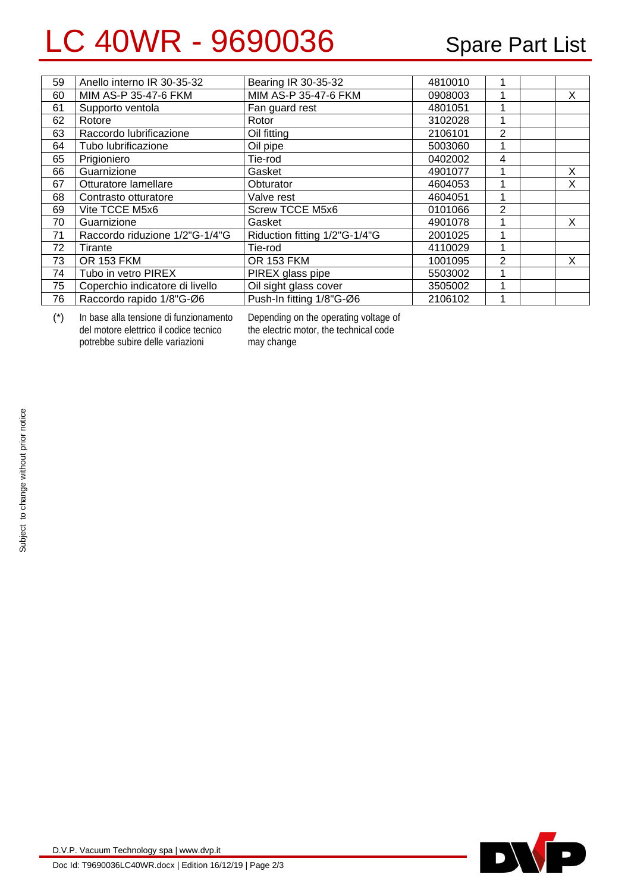# LC 40WR - 9690036

## Spare Part List

| | | | | | | |
|---|---|---|---|---|---|---|
| 59 | Anello interno IR 30-35-32 | Bearing IR 30-35-32 | 4810010 | 1 | | |
| 60 | MIM AS-P 35-47-6 FKM | MIM AS-P 35-47-6 FKM | 0908003 | 1 | | X |
| 61 | Supporto ventola | Fan guard rest | 4801051 | 1 | | |
| 62 | Rotore | Rotor | 3102028 | 1 | | |
| 63 | Raccordo lubrificazione | Oil fitting | 2106101 | 2 | | |
| 64 | Tubo lubrificazione | Oil pipe | 5003060 | 1 | | |
| 65 | Prigioniero | Tie-rod | 0402002 | 4 | | |
| 66 | Guarnizione | Gasket | 4901077 | 1 | | X |
| 67 | Otturatore lamellare | Obturator | 4604053 | 1 | | X |
| 68 | Contrasto otturatore | Valve rest | 4604051 | 1 | | |
| 69 | Vite TCCE M5x6 | Screw TCCE M5x6 | 0101066 | 2 | | |
| 70 | Guarnizione | Gasket | 4901078 | 1 | | X |
| 71 | Raccordo riduzione 1/2"G-1/4"G | Riduction fitting 1/2"G-1/4"G | 2001025 | 1 | | |
| 72 | Tirante | Tie-rod | 4110029 | 1 | | |
| 73 | OR 153 FKM | OR 153 FKM | 1001095 | 2 | | X |
| 74 | Tubo in vetro PIREX | PIREX glass pipe | 5503002 | 1 | | |
| 75 | Coperchio indicatore di livello | Oil sight glass cover | 3505002 | 1 | | |
| 76 | Raccordo rapido 1/8"G-Ø6 | Push-In fitting 1/8"G-Ø6 | 2106102 | 1 | | |

(*) In base alla tensione di funzionamento del motore elettrico il codice tecnico potrebbe subire delle variazioni

Depending on the operating voltage of the electric motor, the technical code may change

Subject to change without prior notice

D.V.P. Vacuum Technology spa | www.dvp.it

Doc Id: T9690036LC40WR.docx | Edition 16/12/19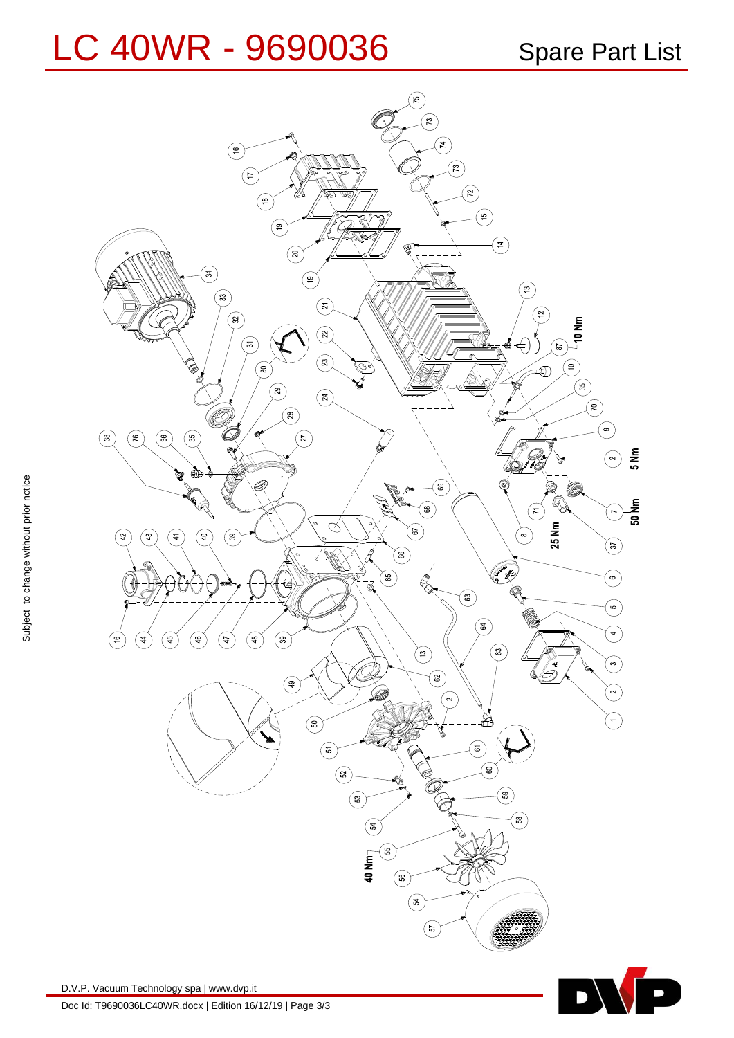# LC 40WR - 9690036

## Spare Part List

Subject to change without prior notice

10 Nm

5 Nm

50 Nm

25 Nm

40 Nm

D.V.P. Vacuum Technology spa | www.dvp.it

Doc Id: T9690036LC40WR.docx | Edition 16/12/19